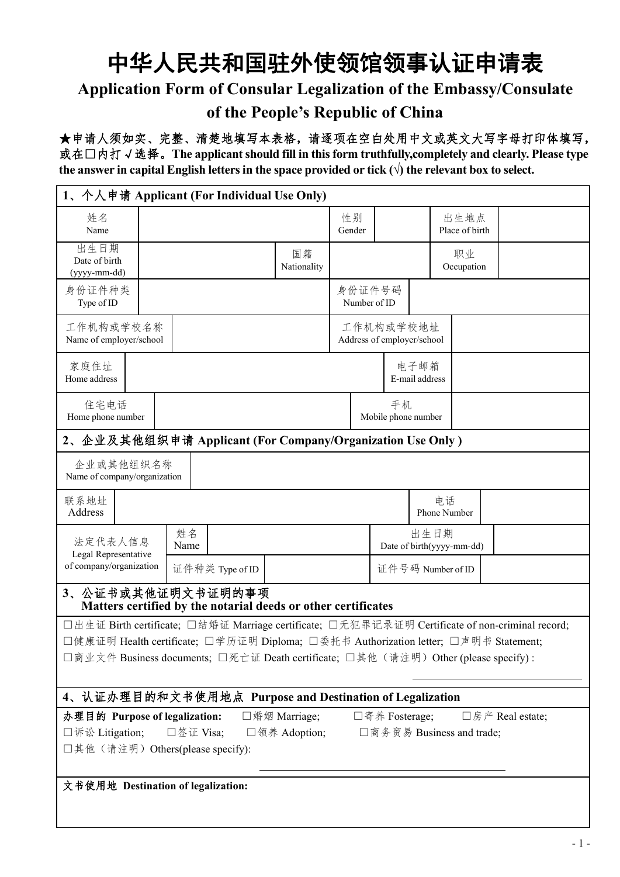# 中华人民共和国驻外使领馆领事认证申请表

## Application Form of Consular Legalization of the Embassy/Consulate of the People's Republic of China

**★申请人须如实、完整、清楚地填写本表格，请逐项在空白处用中文或英文大写字母打印体填写，或在□内打√选择。The applicant should fill in this form truthfully,completely and clearly. Please type the answer in capital English letters in the space provided or tick (√) the relevant box to select.**

### 1、个人申请 Applicant (For Individual Use Only)

| | | | | | |
|---|---|---|---|---|---|
| 姓名 Name | | 性别 Gender | | 出生地点 Place of birth | |
| 出生日期 Date of birth (yyyy-mm-dd) | | 国籍 Nationality | | 职业 Occupation | |
| 身份证件种类 Type of ID | | 身份证件号码 Number of ID | | | |
| 工作机构或学校名称 Name of employer/school | | 工作机构或学校地址 Address of employer/school | | | |
| 家庭住址 Home address | | 电子邮箱 E-mail address | | | |
| 住宅电话 Home phone number | | 手机 Mobile phone number | | | |

### 2、企业及其他组织申请 Applicant (For Company/Organization Use Only )

| | | | |
|---|---|---|---|
| 企业或其他组织名称 Name of company/organization | | | |
| 联系地址 Address | | 电话 Phone Number | |

| | | | | |
|---|---|---|---|---|
| 法定代表人信息 Legal Representative of company/organization | 姓名 Name | | 出生日期 Date of birth(yyyy-mm-dd) | |
| | 证件种类 Type of ID | | 证件号码 Number of ID | |

### 3、公证书或其他证明文书证明的事项 Matters certified by the notarial deeds or other certificates

□出生证 Birth certificate; □结婚证 Marriage certificate; □无犯罪记录证明 Certificate of non-criminal record; □健康证明 Health certificate; □学历证明 Diploma; □委托书 Authorization letter; □声明书 Statement; □商业文件 Business documents; □死亡证 Death certificate; □其他（请注明）Other (please specify) :

______________________

### 4、认证办理目的和文书使用地点 Purpose and Destination of Legalization

**办理目的 Purpose of legalization:** □婚姻 Marriage; □寄养 Fosterage; □房产 Real estate; □诉讼 Litigation; □签证 Visa; □领养 Adoption; □商务贸易 Business and trade; □其他（请注明）Others(please specify):

______________________

**文书使用地 Destination of legalization:**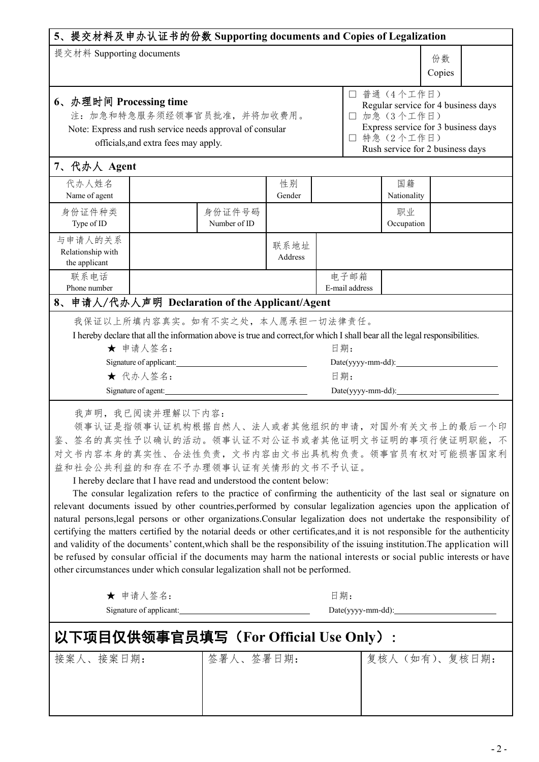## 5、提交材料及申办认证书的份数 Supporting documents and Copies of Legalization

| 提交材料 Supporting documents | 份数 Copies | |
|---|---|---|

## 6、办理时间 Processing time

注：加急和特急服务须经领事官员批准，并将加收费用。
Note: Express and rush service needs approval of consular officials,and extra fees may apply.

- □ 普通（4 个工作日）Regular service for 4 business days
- □ 加急（3 个工作日）Express service for 3 business days
- □ 特急（2 个工作日）Rush service for 2 business days

## 7、代办人 Agent

| | | | | | |
|---|---|---|---|---|---|
| 代办人姓名 Name of agent | | 性别 Gender | | 国籍 Nationality | |
| 身份证件种类 Type of ID | | 身份证件号码 Number of ID | | 职业 Occupation | |
| 与申请人的关系 Relationship with the applicant | | 联系地址 Address | | | |
| 联系电话 Phone number | | 电子邮箱 E-mail address | | | |

## 8、申请人/代办人声明 Declaration of the Applicant/Agent

我保证以上所填内容真实。如有不实之处，本人愿承担一切法律责任。

I hereby declare that all the information above is true and correct,for which I shall bear all the legal responsibilities.

★ 申请人签名：
Signature of applicant:________________　　日期：Date(yyyy-mm-dd):________________

★ 代办人签名：
Signature of agent:________________　　日期：Date(yyyy-mm-dd):________________

我声明，我已阅读并理解以下内容：

领事认证是指领事认证机构根据自然人、法人或者其他组织的申请，对国外有关文书上的最后一个印鉴、签名的真实性予以确认的活动。领事认证不对公证书或者其他证明文书证明的事项行使证明职能，不对文书内容本身的真实性、合法性负责，文书内容由文书出具机构负责。领事官员有权对可能损害国家利益和社会公共利益的和存在不予办理领事认证有关情形的文书不予认证。

I hereby declare that I have read and understood the content below:

The consular legalization refers to the practice of confirming the authenticity of the last seal or signature on relevant documents issued by other countries,performed by consular legalization agencies upon the application of natural persons,legal persons or other organizations.Consular legalization does not undertake the responsibility of certifying the matters certified by the notarial deeds or other certificates,and it is not responsible for the authenticity and validity of the documents' content,which shall be the responsibility of the issuing institution.The application will be refused by consular official if the documents may harm the national interests or social public interests or have other circumstances under which consular legalization shall not be performed.

★ 申请人签名：
Signature of applicant:________________　　日期：Date(yyyy-mm-dd):________________

## 以下项目仅供领事官员填写（For Official Use Only）：

| 接案人、接案日期： | 签署人、签署日期： | 复核人（如有）、复核日期： |
|---|---|---|
| | | |